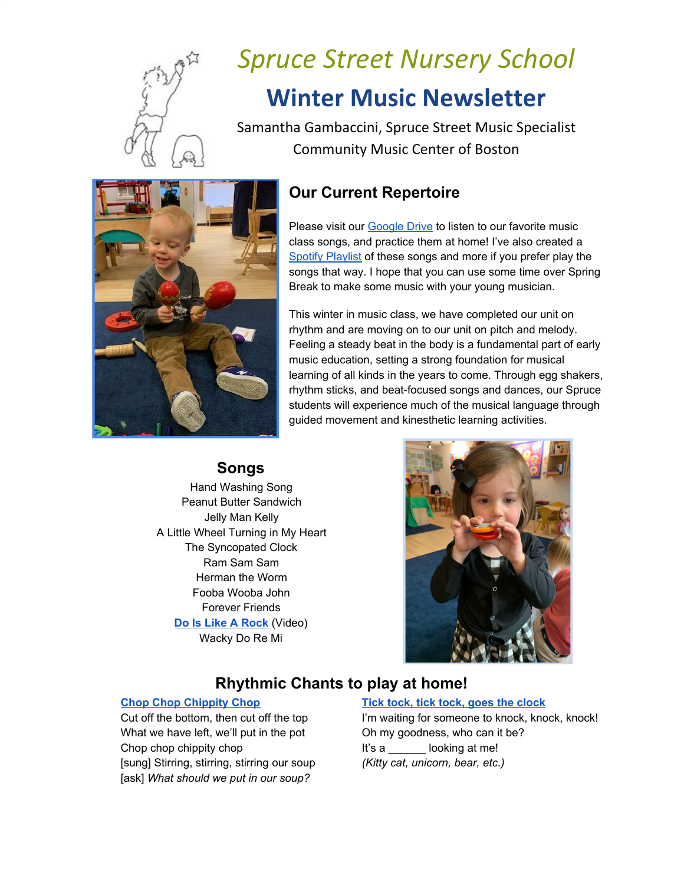# Spruce Street Nursery School

# Winter Music Newsletter

Samantha Gambaccini, Spruce Street Music Specialist
Community Music Center of Boston

## Our Current Repertoire

Please visit our Google Drive to listen to our favorite music class songs, and practice them at home! I've also created a Spotify Playlist of these songs and more if you prefer play the songs that way. I hope that you can use some time over Spring Break to make some music with your young musician.

This winter in music class, we have completed our unit on rhythm and are moving on to our unit on pitch and melody. Feeling a steady beat in the body is a fundamental part of early music education, setting a strong foundation for musical learning of all kinds in the years to come. Through egg shakers, rhythm sticks, and beat-focused songs and dances, our Spruce students will experience much of the musical language through guided movement and kinesthetic learning activities.

## Songs

Hand Washing Song
Peanut Butter Sandwich
Jelly Man Kelly
A Little Wheel Turning in My Heart
The Syncopated Clock
Ram Sam Sam
Herman the Worm
Fooba Wooba John
Forever Friends
**Do Is Like A Rock** (Video)
Wacky Do Re Mi

## Rhythmic Chants to play at home!

**Chop Chop Chippity Chop**

Cut off the bottom, then cut off the top
What we have left, we'll put in the pot
Chop chop chippity chop
[sung] Stirring, stirring, stirring our soup
[ask] *What should we put in our soup?*

**Tick tock, tick tock, goes the clock**

I'm waiting for someone to knock, knock, knock!
Oh my goodness, who can it be?
It's a ______ looking at me!
*(Kitty cat, unicorn, bear, etc.)*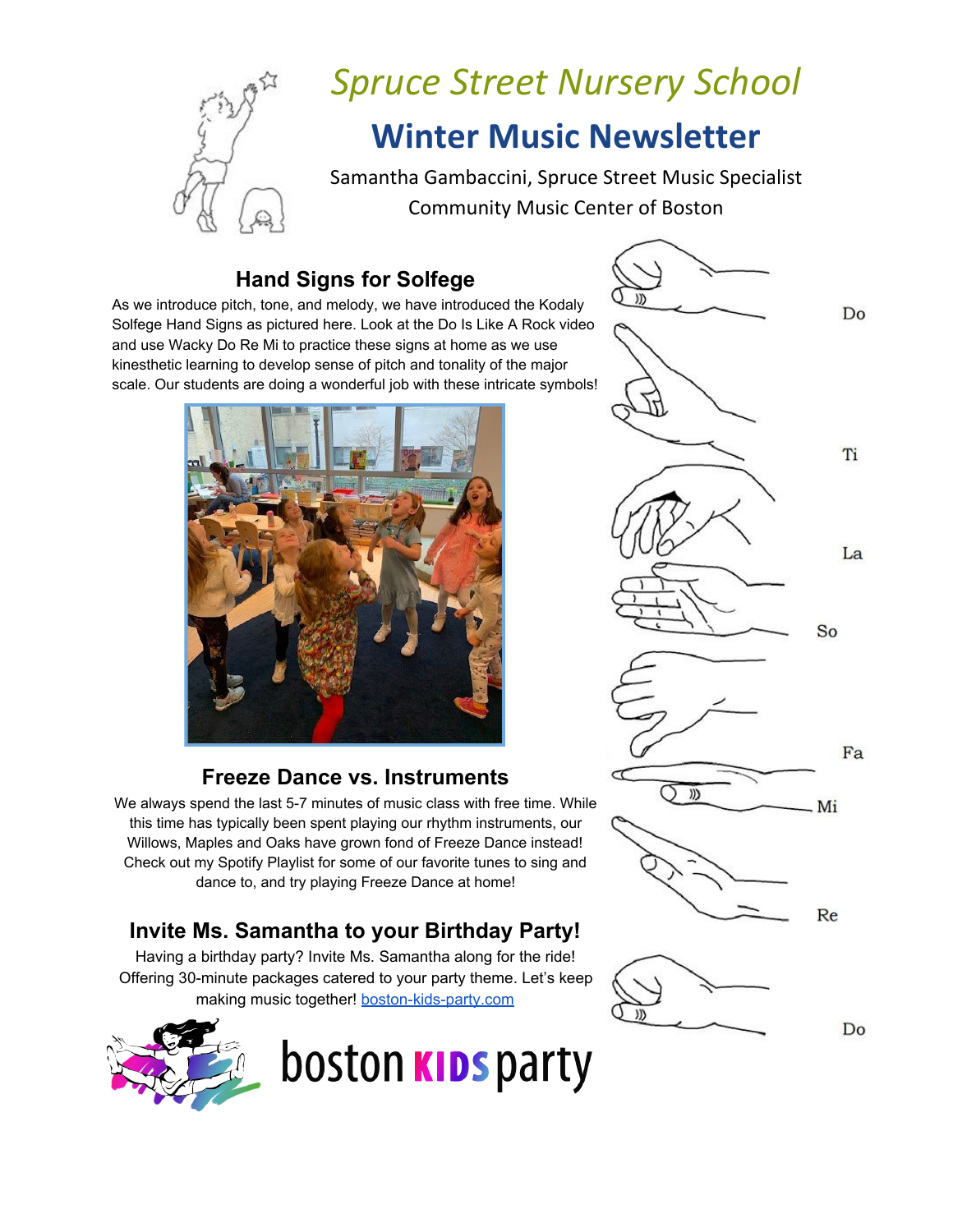# Spruce Street Nursery School

## Winter Music Newsletter

Samantha Gambaccini, Spruce Street Music Specialist
Community Music Center of Boston

### Hand Signs for Solfege

As we introduce pitch, tone, and melody, we have introduced the Kodaly Solfege Hand Signs as pictured here. Look at the Do Is Like A Rock video and use Wacky Do Re Mi to practice these signs at home as we use kinesthetic learning to develop sense of pitch and tonality of the major scale. Our students are doing a wonderful job with these intricate symbols!

Do

Ti

La

So

Fa

Mi

Re

Do

### Freeze Dance vs. Instruments

We always spend the last 5-7 minutes of music class with free time. While this time has typically been spent playing our rhythm instruments, our Willows, Maples and Oaks have grown fond of Freeze Dance instead! Check out my Spotify Playlist for some of our favorite tunes to sing and dance to, and try playing Freeze Dance at home!

### Invite Ms. Samantha to your Birthday Party!

Having a birthday party? Invite Ms. Samantha along for the ride! Offering 30-minute packages catered to your party theme. Let's keep making music together! [boston-kids-party.com](boston-kids-party.com)

boston KIDS party